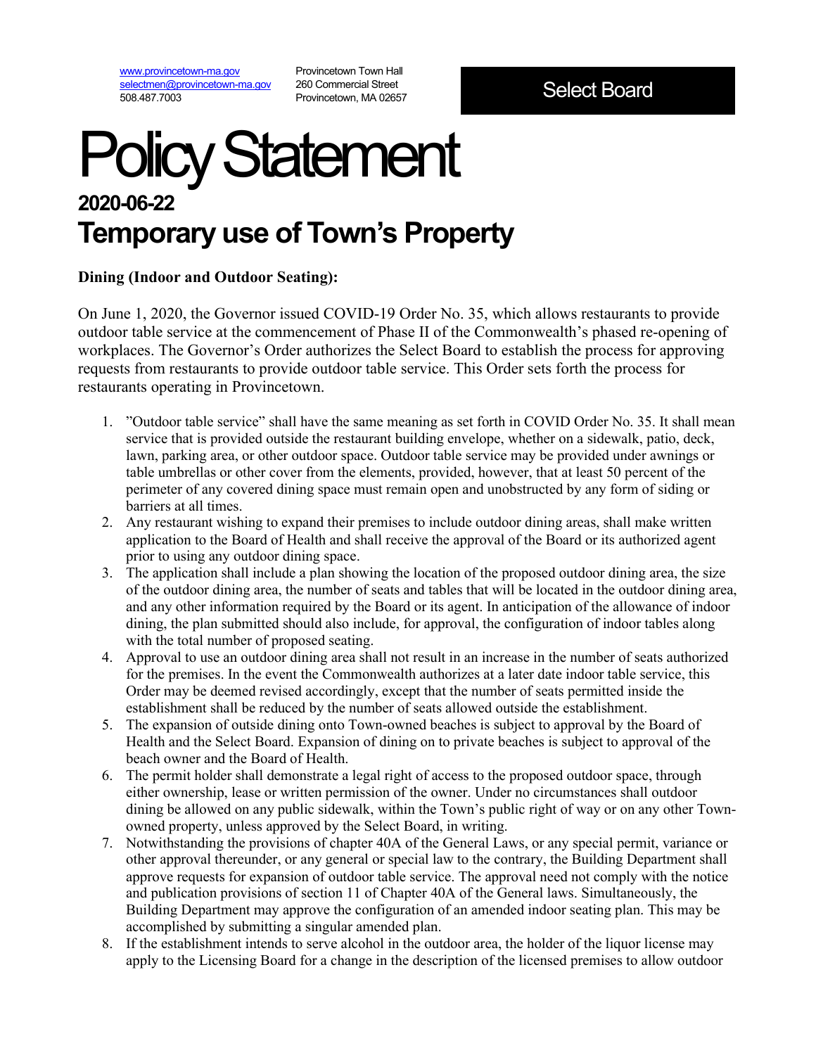www.provincetown-ma.gov
selectmen@provincetown-ma.gov
508.487.7003

Provincetown Town Hall
260 Commercial Street
Provincetown, MA 02657

**Select Board**

# Policy Statement

## 2020-06-22

## Temporary use of Town's Property

**Dining (Indoor and Outdoor Seating):**

On June 1, 2020, the Governor issued COVID-19 Order No. 35, which allows restaurants to provide outdoor table service at the commencement of Phase II of the Commonwealth's phased re-opening of workplaces. The Governor's Order authorizes the Select Board to establish the process for approving requests from restaurants to provide outdoor table service. This Order sets forth the process for restaurants operating in Provincetown.

1. "Outdoor table service" shall have the same meaning as set forth in COVID Order No. 35. It shall mean service that is provided outside the restaurant building envelope, whether on a sidewalk, patio, deck, lawn, parking area, or other outdoor space. Outdoor table service may be provided under awnings or table umbrellas or other cover from the elements, provided, however, that at least 50 percent of the perimeter of any covered dining space must remain open and unobstructed by any form of siding or barriers at all times.
2. Any restaurant wishing to expand their premises to include outdoor dining areas, shall make written application to the Board of Health and shall receive the approval of the Board or its authorized agent prior to using any outdoor dining space.
3. The application shall include a plan showing the location of the proposed outdoor dining area, the size of the outdoor dining area, the number of seats and tables that will be located in the outdoor dining area, and any other information required by the Board or its agent. In anticipation of the allowance of indoor dining, the plan submitted should also include, for approval, the configuration of indoor tables along with the total number of proposed seating.
4. Approval to use an outdoor dining area shall not result in an increase in the number of seats authorized for the premises. In the event the Commonwealth authorizes at a later date indoor table service, this Order may be deemed revised accordingly, except that the number of seats permitted inside the establishment shall be reduced by the number of seats allowed outside the establishment.
5. The expansion of outside dining onto Town-owned beaches is subject to approval by the Board of Health and the Select Board. Expansion of dining on to private beaches is subject to approval of the beach owner and the Board of Health.
6. The permit holder shall demonstrate a legal right of access to the proposed outdoor space, through either ownership, lease or written permission of the owner. Under no circumstances shall outdoor dining be allowed on any public sidewalk, within the Town's public right of way or on any other Town-owned property, unless approved by the Select Board, in writing.
7. Notwithstanding the provisions of chapter 40A of the General Laws, or any special permit, variance or other approval thereunder, or any general or special law to the contrary, the Building Department shall approve requests for expansion of outdoor table service. The approval need not comply with the notice and publication provisions of section 11 of Chapter 40A of the General laws. Simultaneously, the Building Department may approve the configuration of an amended indoor seating plan. This may be accomplished by submitting a singular amended plan.
8. If the establishment intends to serve alcohol in the outdoor area, the holder of the liquor license may apply to the Licensing Board for a change in the description of the licensed premises to allow outdoor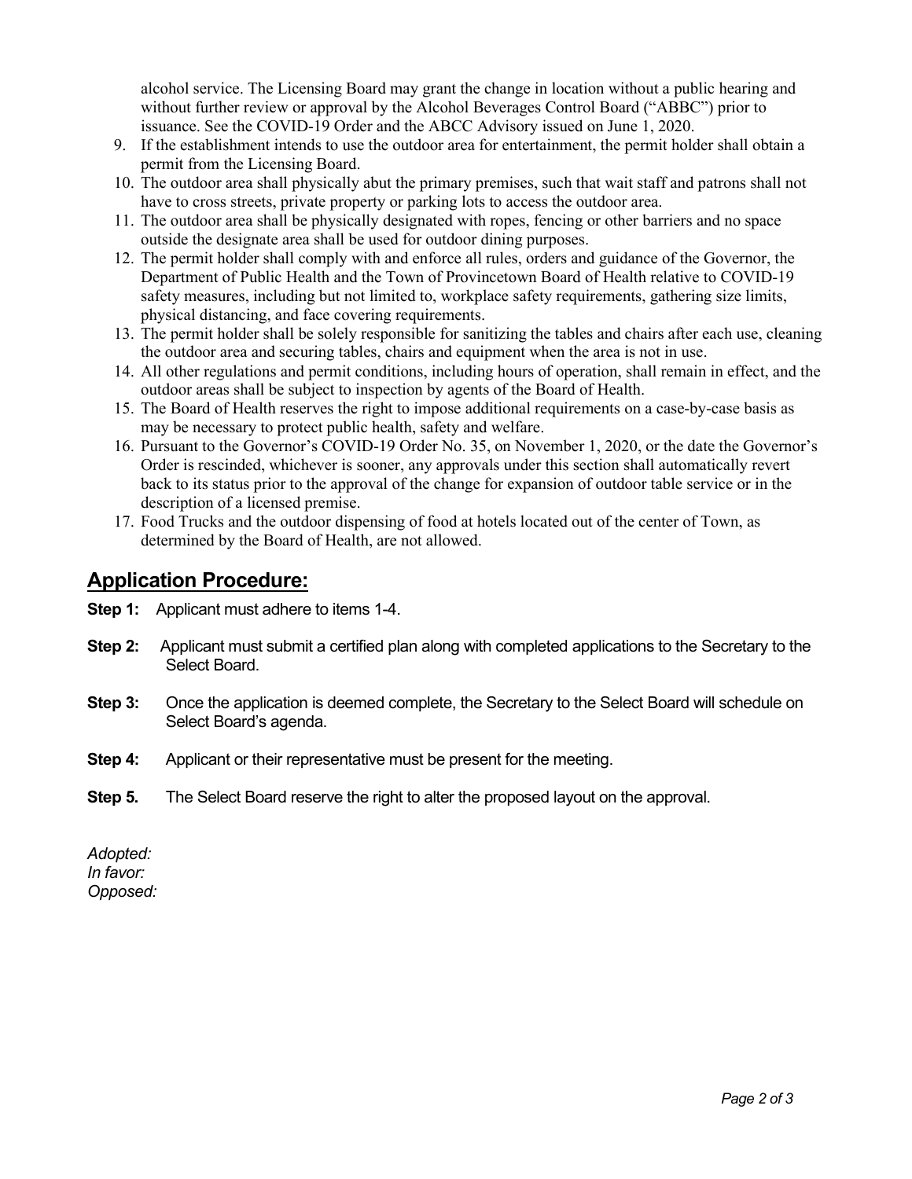alcohol service. The Licensing Board may grant the change in location without a public hearing and without further review or approval by the Alcohol Beverages Control Board ("ABBC") prior to issuance. See the COVID-19 Order and the ABCC Advisory issued on June 1, 2020.

9. If the establishment intends to use the outdoor area for entertainment, the permit holder shall obtain a permit from the Licensing Board.
10. The outdoor area shall physically abut the primary premises, such that wait staff and patrons shall not have to cross streets, private property or parking lots to access the outdoor area.
11. The outdoor area shall be physically designated with ropes, fencing or other barriers and no space outside the designate area shall be used for outdoor dining purposes.
12. The permit holder shall comply with and enforce all rules, orders and guidance of the Governor, the Department of Public Health and the Town of Provincetown Board of Health relative to COVID-19 safety measures, including but not limited to, workplace safety requirements, gathering size limits, physical distancing, and face covering requirements.
13. The permit holder shall be solely responsible for sanitizing the tables and chairs after each use, cleaning the outdoor area and securing tables, chairs and equipment when the area is not in use.
14. All other regulations and permit conditions, including hours of operation, shall remain in effect, and the outdoor areas shall be subject to inspection by agents of the Board of Health.
15. The Board of Health reserves the right to impose additional requirements on a case-by-case basis as may be necessary to protect public health, safety and welfare.
16. Pursuant to the Governor's COVID-19 Order No. 35, on November 1, 2020, or the date the Governor's Order is rescinded, whichever is sooner, any approvals under this section shall automatically revert back to its status prior to the approval of the change for expansion of outdoor table service or in the description of a licensed premise.
17. Food Trucks and the outdoor dispensing of food at hotels located out of the center of Town, as determined by the Board of Health, are not allowed.

## Application Procedure:

**Step 1:** Applicant must adhere to items 1-4.

**Step 2:** Applicant must submit a certified plan along with completed applications to the Secretary to the Select Board.

**Step 3:** Once the application is deemed complete, the Secretary to the Select Board will schedule on Select Board's agenda.

**Step 4:** Applicant or their representative must be present for the meeting.

**Step 5.** The Select Board reserve the right to alter the proposed layout on the approval.

*Adopted:*
*In favor:*
*Opposed:*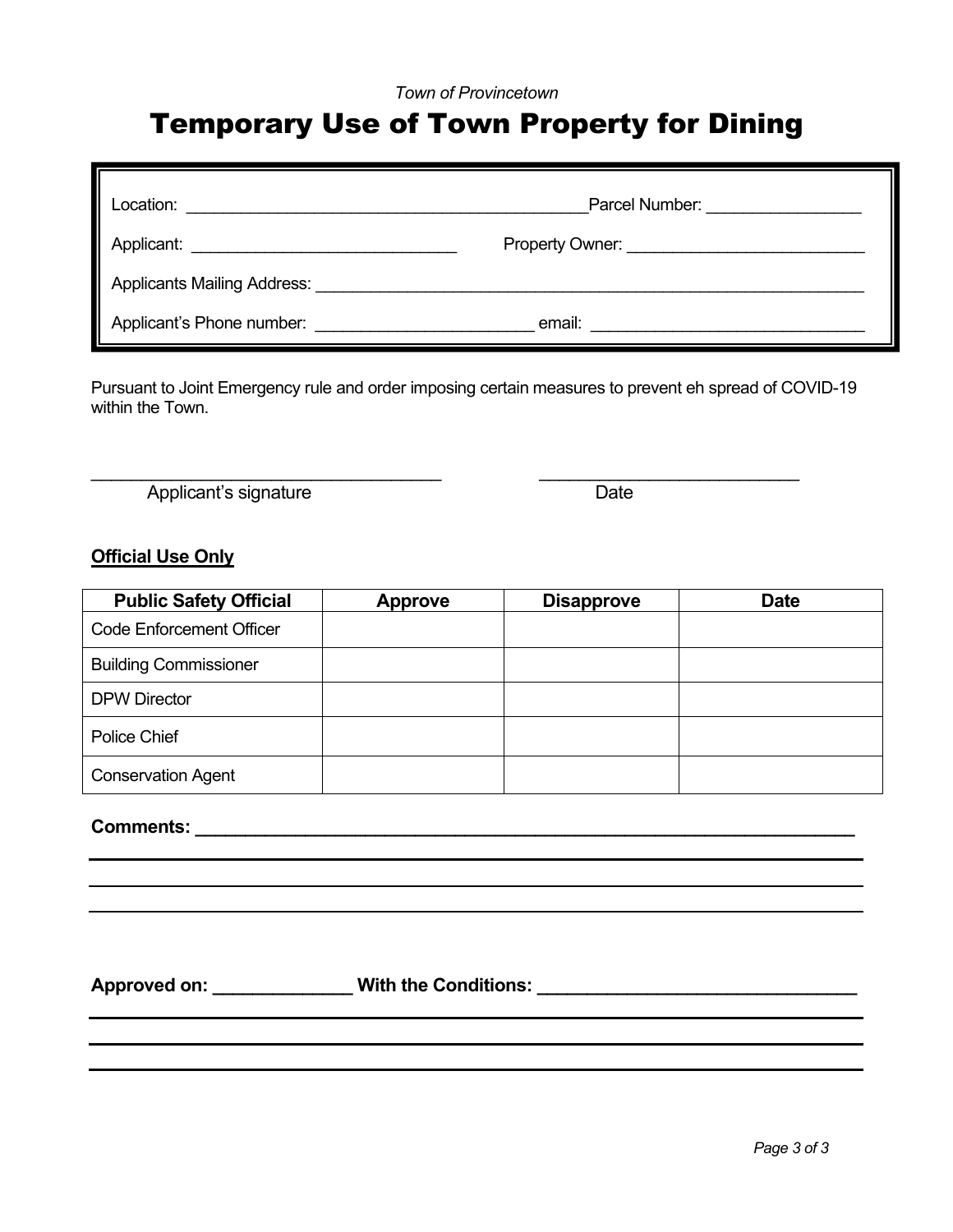*Town of Provincetown*

# Temporary Use of Town Property for Dining

Location: ____________________________________________Parcel Number: ________________

Applicant: ____________________________ Property Owner: __________________________

Applicants Mailing Address: ____________________________________________________________

Applicant's Phone number: _______________________ email: _____________________________

Pursuant to Joint Emergency rule and order imposing certain measures to prevent eh spread of COVID-19 within the Town.

______________________________________ ___________________________

Applicant's signature Date

**Official Use Only**

| Public Safety Official | Approve | Disapprove | Date |
|---|---|---|---|
| Code Enforcement Officer | | | |
| Building Commissioner | | | |
| DPW Director | | | |
| Police Chief | | | |
| Conservation Agent | | | |

**Comments: ____________________________________________________________________**

**Approved on: _____________ With the Conditions: ________________________________**